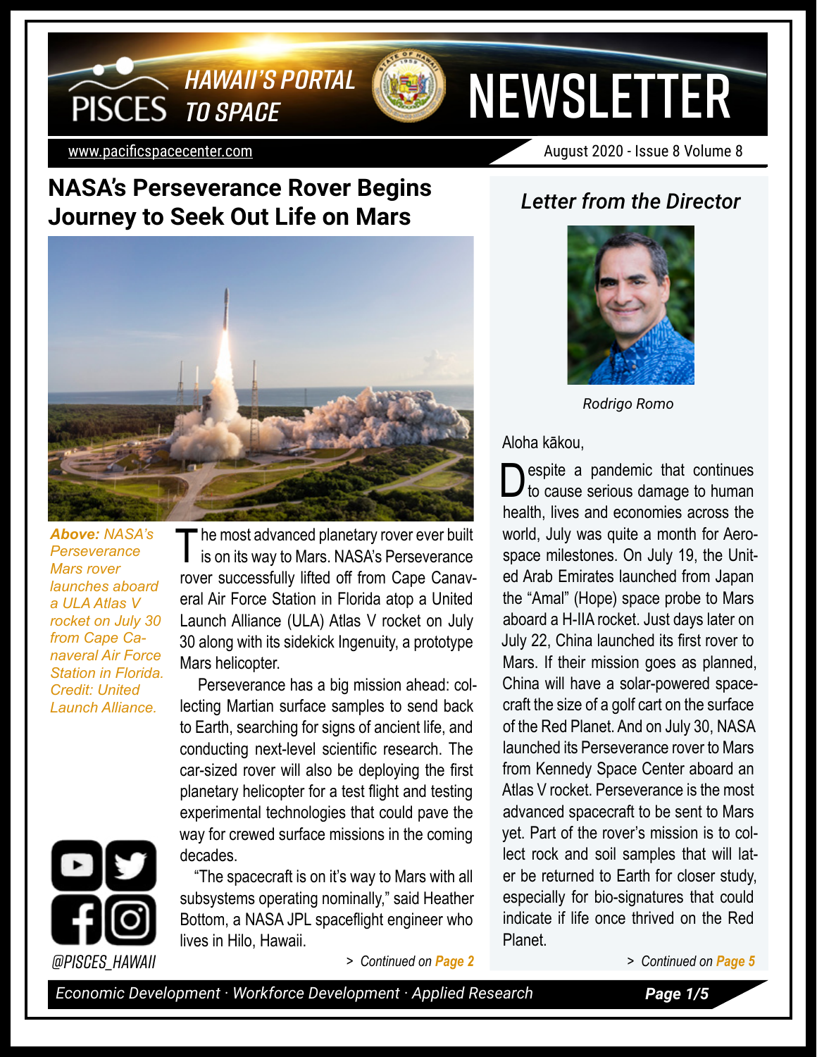# NASA's Perseverance Rover Begins Journey to Seek Out Life on Mars

*Above: NASA's Perseverance Mars rover launches aboard a ULA Atlas V rocket on July 30 from Cape Canaveral Air Force Station in Florida. Credit: United Launch Alliance.*

The most advanced planetary rover ever built is on its way to Mars. NASA's Perseverance rover successfully lifted off from Cape Canaveral Air Force Station in Florida atop a United Launch Alliance (ULA) Atlas V rocket on July 30 along with its sidekick Ingenuity, a prototype Mars helicopter.

Perseverance has a big mission ahead: collecting Martian surface samples to send back to Earth, searching for signs of ancient life, and conducting next-level scientific research. The car-sized rover will also be deploying the first planetary helicopter for a test flight and testing experimental technologies that could pave the way for crewed surface missions in the coming decades.

"The spacecraft is on it's way to Mars with all subsystems operating nominally," said Heather Bottom, a NASA JPL spaceflight engineer who lives in Hilo, Hawaii.

> Continued on **Page 2**

@PISCES_HAWAII

## *Letter from the Director*

*Rodrigo Romo*

Aloha kākou,

Despite a pandemic that continues to cause serious damage to human health, lives and economies across the world, July was quite a month for Aerospace milestones. On July 19, the United Arab Emirates launched from Japan the "Amal" (Hope) space probe to Mars aboard a H-IIA rocket. Just days later on July 22, China launched its first rover to Mars. If their mission goes as planned, China will have a solar-powered spacecraft the size of a golf cart on the surface of the Red Planet. And on July 30, NASA launched its Perseverance rover to Mars from Kennedy Space Center aboard an Atlas V rocket. Perseverance is the most advanced spacecraft to be sent to Mars yet. Part of the rover's mission is to collect rock and soil samples that will later be returned to Earth for closer study, especially for bio-signatures that could indicate if life once thrived on the Red Planet.

> Continued on **Page 5**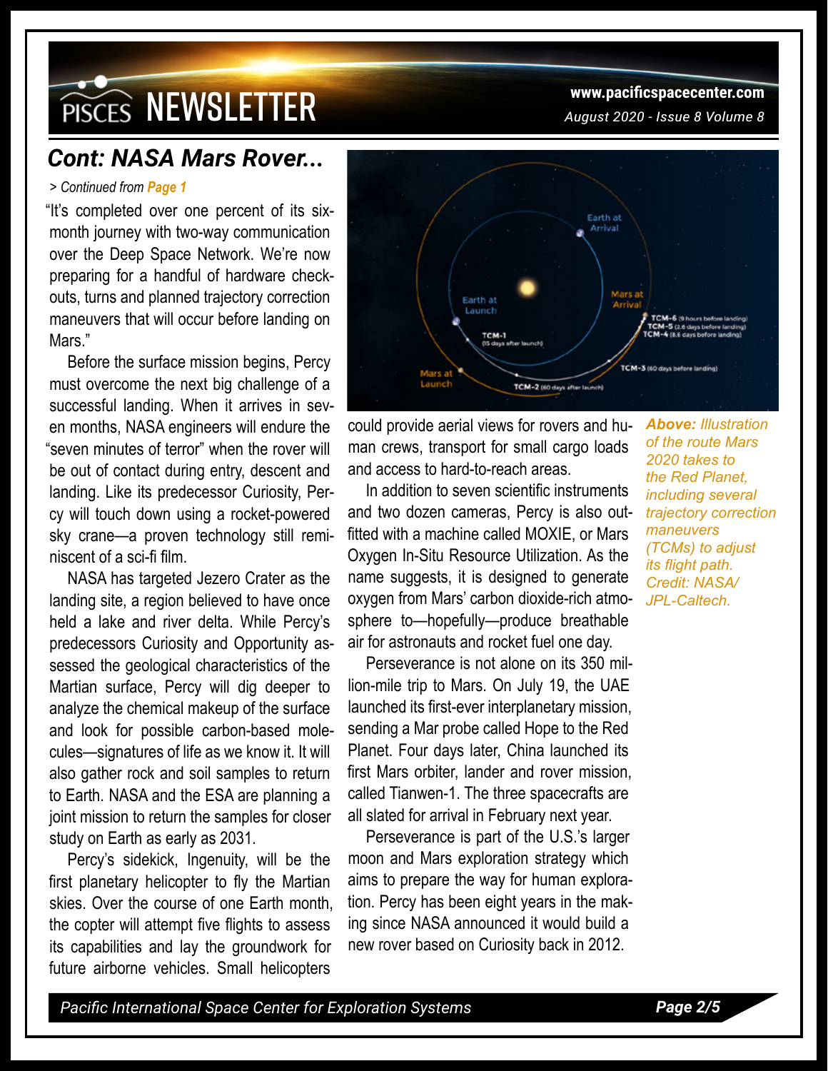## Cont: NASA Mars Rover...

> Continued from **Page 1**

"It's completed over one percent of its six-month journey with two-way communication over the Deep Space Network. We're now preparing for a handful of hardware check-outs, turns and planned trajectory correction maneuvers that will occur before landing on Mars."

Before the surface mission begins, Percy must overcome the next big challenge of a successful landing. When it arrives in seven months, NASA engineers will endure the "seven minutes of terror" when the rover will be out of contact during entry, descent and landing. Like its predecessor Curiosity, Percy will touch down using a rocket-powered sky crane—a proven technology still reminiscent of a sci-fi film.

NASA has targeted Jezero Crater as the landing site, a region believed to have once held a lake and river delta. While Percy's predecessors Curiosity and Opportunity assessed the geological characteristics of the Martian surface, Percy will dig deeper to analyze the chemical makeup of the surface and look for possible carbon-based molecules—signatures of life as we know it. It will also gather rock and soil samples to return to Earth. NASA and the ESA are planning a joint mission to return the samples for closer study on Earth as early as 2031.

Percy's sidekick, Ingenuity, will be the first planetary helicopter to fly the Martian skies. Over the course of one Earth month, the copter will attempt five flights to assess its capabilities and lay the groundwork for future airborne vehicles. Small helicopters could provide aerial views for rovers and human crews, transport for small cargo loads and access to hard-to-reach areas.

***Above:** Illustration of the route Mars 2020 takes to the Red Planet, including several trajectory correction maneuvers (TCMs) to adjust its flight path. Credit: NASA/ JPL-Caltech.*

In addition to seven scientific instruments and two dozen cameras, Percy is also outfitted with a machine called MOXIE, or Mars Oxygen In-Situ Resource Utilization. As the name suggests, it is designed to generate oxygen from Mars' carbon dioxide-rich atmosphere to—hopefully—produce breathable air for astronauts and rocket fuel one day.

Perseverance is not alone on its 350 million-mile trip to Mars. On July 19, the UAE launched its first-ever interplanetary mission, sending a Mar probe called Hope to the Red Planet. Four days later, China launched its first Mars orbiter, lander and rover mission, called Tianwen-1. The three spacecrafts are all slated for arrival in February next year.

Perseverance is part of the U.S.'s larger moon and Mars exploration strategy which aims to prepare the way for human exploration. Percy has been eight years in the making since NASA announced it would build a new rover based on Curiosity back in 2012.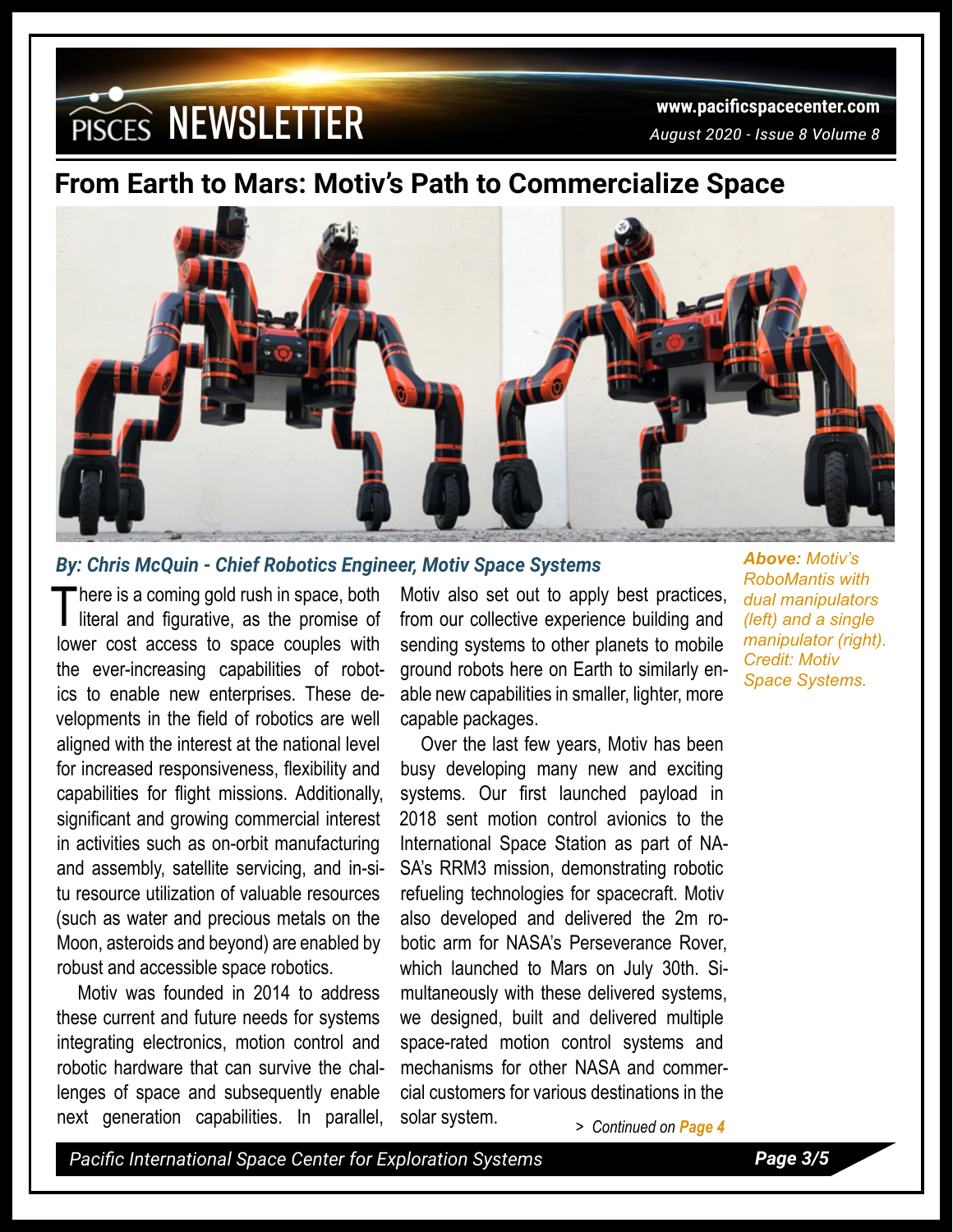## From Earth to Mars: Motiv's Path to Commercialize Space

***Above:*** *Motiv's RoboMantis with dual manipulators (left) and a single manipulator (right). Credit: Motiv Space Systems.*

***By: Chris McQuin - Chief Robotics Engineer, Motiv Space Systems***

There is a coming gold rush in space, both literal and figurative, as the promise of lower cost access to space couples with the ever-increasing capabilities of robotics to enable new enterprises. These developments in the field of robotics are well aligned with the interest at the national level for increased responsiveness, flexibility and capabilities for flight missions. Additionally, significant and growing commercial interest in activities such as on-orbit manufacturing and assembly, satellite servicing, and in-situ resource utilization of valuable resources (such as water and precious metals on the Moon, asteroids and beyond) are enabled by robust and accessible space robotics.

Motiv was founded in 2014 to address these current and future needs for systems integrating electronics, motion control and robotic hardware that can survive the challenges of space and subsequently enable next generation capabilities. In parallel, Motiv also set out to apply best practices, from our collective experience building and sending systems to other planets to mobile ground robots here on Earth to similarly enable new capabilities in smaller, lighter, more capable packages.

Over the last few years, Motiv has been busy developing many new and exciting systems. Our first launched payload in 2018 sent motion control avionics to the International Space Station as part of NASA's RRM3 mission, demonstrating robotic refueling technologies for spacecraft. Motiv also developed and delivered the 2m robotic arm for NASA's Perseverance Rover, which launched to Mars on July 30th. Simultaneously with these delivered systems, we designed, built and delivered multiple space-rated motion control systems and mechanisms for other NASA and commercial customers for various destinations in the solar system.

> *Continued on **Page 4***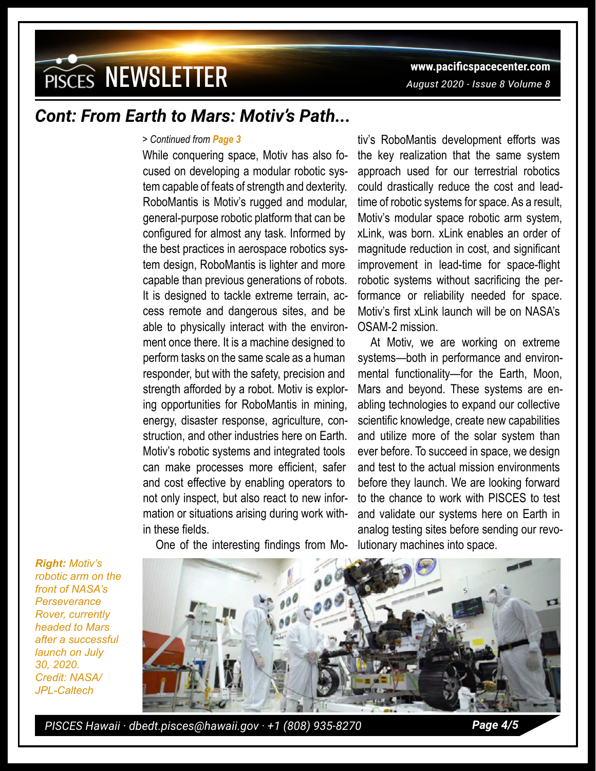## Cont: From Earth to Mars: Motiv's Path...

> *Continued from* ***Page 3***

While conquering space, Motiv has also focused on developing a modular robotic system capable of feats of strength and dexterity. RoboMantis is Motiv's rugged and modular, general-purpose robotic platform that can be configured for almost any task. Informed by the best practices in aerospace robotics system design, RoboMantis is lighter and more capable than previous generations of robots. It is designed to tackle extreme terrain, access remote and dangerous sites, and be able to physically interact with the environment once there. It is a machine designed to perform tasks on the same scale as a human responder, but with the safety, precision and strength afforded by a robot. Motiv is exploring opportunities for RoboMantis in mining, energy, disaster response, agriculture, construction, and other industries here on Earth. Motiv's robotic systems and integrated tools can make processes more efficient, safer and cost effective by enabling operators to not only inspect, but also react to new information or situations arising during work within these fields.

One of the interesting findings from Motiv's RoboMantis development efforts was the key realization that the same system approach used for our terrestrial robotics could drastically reduce the cost and lead-time of robotic systems for space. As a result, Motiv's modular space robotic arm system, xLink, was born. xLink enables an order of magnitude reduction in cost, and significant improvement in lead-time for space-flight robotic systems without sacrificing the performance or reliability needed for space. Motiv's first xLink launch will be on NASA's OSAM-2 mission.

At Motiv, we are working on extreme systems—both in performance and environmental functionality—for the Earth, Moon, Mars and beyond. These systems are enabling technologies to expand our collective scientific knowledge, create new capabilities and utilize more of the solar system than ever before. To succeed in space, we design and test to the actual mission environments before they launch. We are looking forward to the chance to work with PISCES to test and validate our systems here on Earth in analog testing sites before sending our revolutionary machines into space.

***Right:*** *Motiv's robotic arm on the front of NASA's Perseverance Rover, currently headed to Mars after a successful launch on July 30, 2020. Credit: NASA/JPL-Caltech*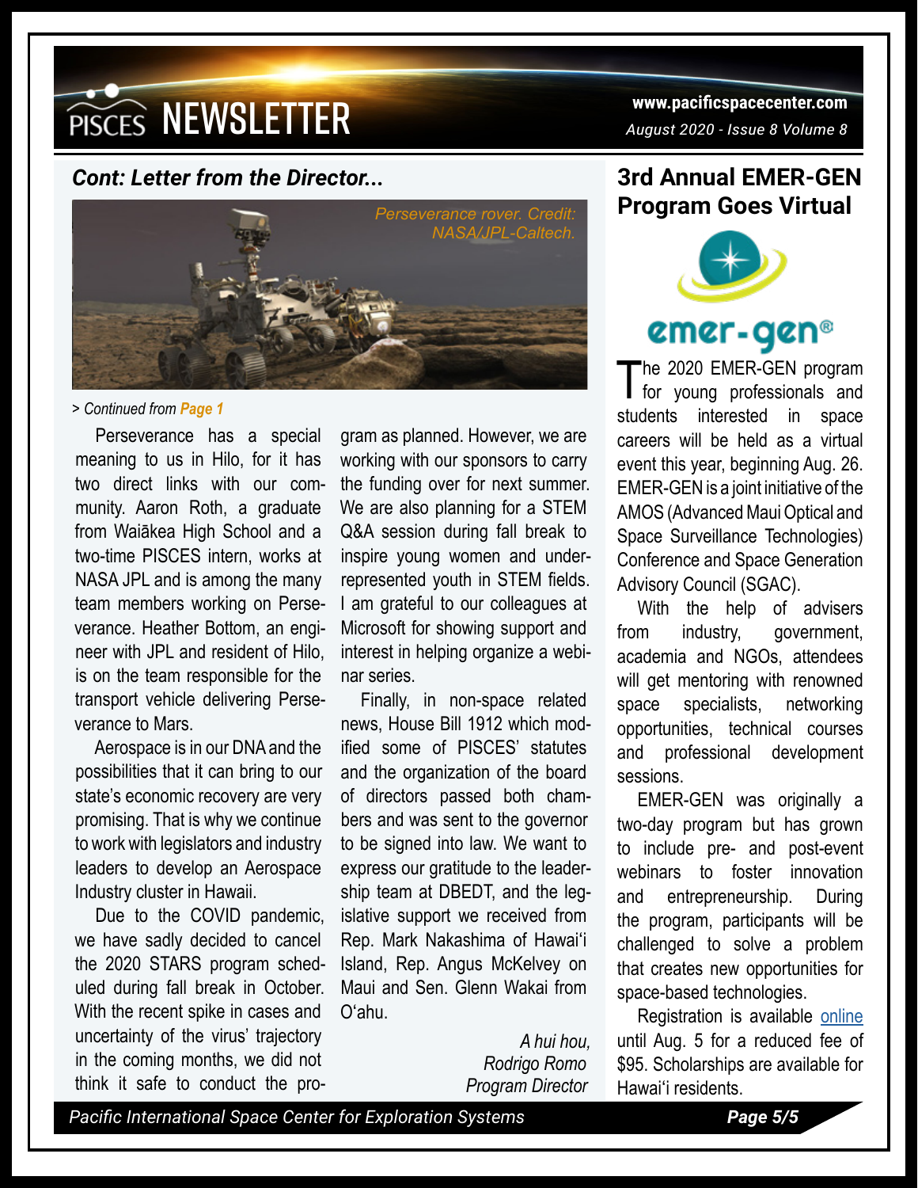## Cont: Letter from the Director...

Perseverance rover. Credit: NASA/JPL-Caltech.

> *Continued from* ***Page 1***

Perseverance has a special meaning to us in Hilo, for it has two direct links with our community. Aaron Roth, a graduate from Waiākea High School and a two-time PISCES intern, works at NASA JPL and is among the many team members working on Perseverance. Heather Bottom, an engineer with JPL and resident of Hilo, is on the team responsible for the transport vehicle delivering Perseverance to Mars.

Aerospace is in our DNA and the possibilities that it can bring to our state's economic recovery are very promising. That is why we continue to work with legislators and industry leaders to develop an Aerospace Industry cluster in Hawaii.

Due to the COVID pandemic, we have sadly decided to cancel the 2020 STARS program scheduled during fall break in October. With the recent spike in cases and uncertainty of the virus' trajectory in the coming months, we did not think it safe to conduct the program as planned. However, we are working with our sponsors to carry the funding over for next summer. We are also planning for a STEM Q&A session during fall break to inspire young women and underrepresented youth in STEM fields. I am grateful to our colleagues at Microsoft for showing support and interest in helping organize a webinar series.

Finally, in non-space related news, House Bill 1912 which modified some of PISCES' statutes and the organization of the board of directors passed both chambers and was sent to the governor to be signed into law. We want to express our gratitude to the leadership team at DBEDT, and the legislative support we received from Rep. Mark Nakashima of Hawai'i Island, Rep. Angus McKelvey on Maui and Sen. Glenn Wakai from O'ahu.

*A hui hou,*
*Rodrigo Romo*
*Program Director*

## 3rd Annual EMER-GEN Program Goes Virtual

emer-gen®

The 2020 EMER-GEN program for young professionals and students interested in space careers will be held as a virtual event this year, beginning Aug. 26. EMER-GEN is a joint initiative of the AMOS (Advanced Maui Optical and Space Surveillance Technologies) Conference and Space Generation Advisory Council (SGAC).

With the help of advisers from industry, government, academia and NGOs, attendees will get mentoring with renowned space specialists, networking opportunities, technical courses and professional development sessions.

EMER-GEN was originally a two-day program but has grown to include pre- and post-event webinars to foster innovation and entrepreneurship. During the program, participants will be challenged to solve a problem that creates new opportunities for space-based technologies.

Registration is available online until Aug. 5 for a reduced fee of $95. Scholarships are available for Hawai'i residents.